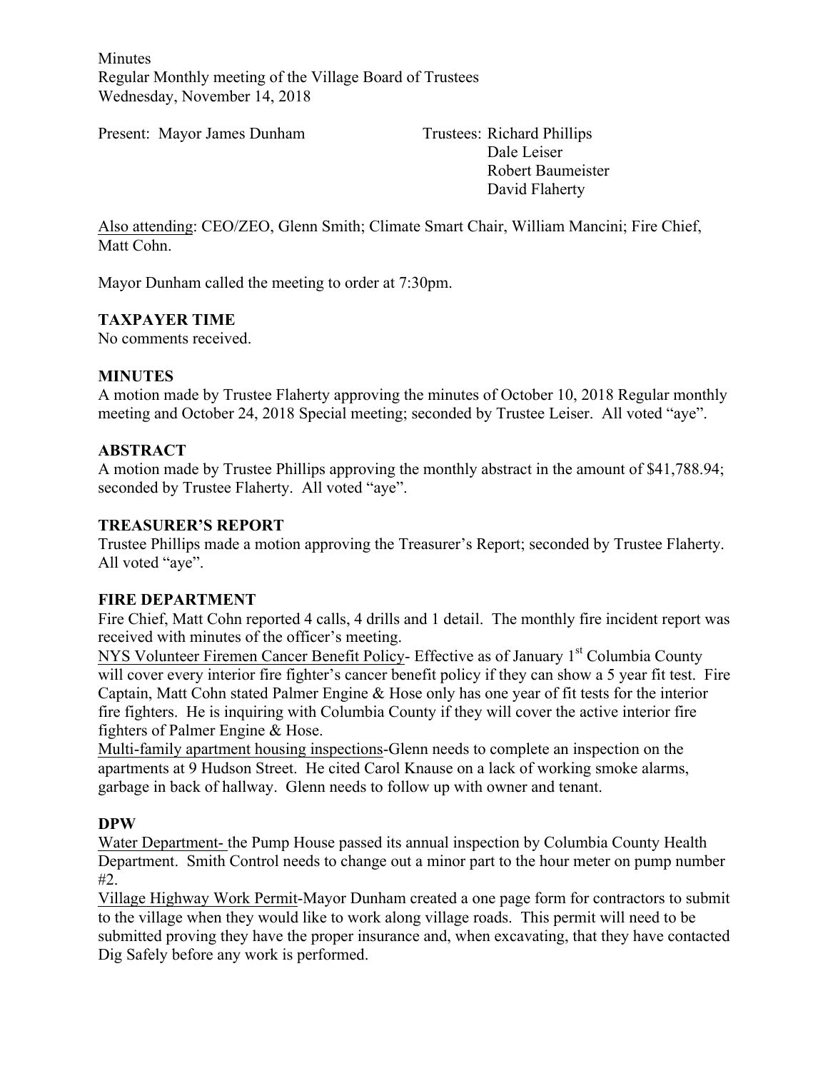Minutes
Regular Monthly meeting of the Village Board of Trustees
Wednesday, November 14, 2018

Present: Mayor James Dunham

Trustees: Richard Phillips
Dale Leiser
Robert Baumeister
David Flaherty

Also attending: CEO/ZEO, Glenn Smith; Climate Smart Chair, William Mancini; Fire Chief, Matt Cohn.

Mayor Dunham called the meeting to order at 7:30pm.

**TAXPAYER TIME**

No comments received.

**MINUTES**

A motion made by Trustee Flaherty approving the minutes of October 10, 2018 Regular monthly meeting and October 24, 2018 Special meeting; seconded by Trustee Leiser. All voted "aye".

**ABSTRACT**

A motion made by Trustee Phillips approving the monthly abstract in the amount of $41,788.94; seconded by Trustee Flaherty. All voted "aye".

**TREASURER'S REPORT**

Trustee Phillips made a motion approving the Treasurer's Report; seconded by Trustee Flaherty. All voted "aye".

**FIRE DEPARTMENT**

Fire Chief, Matt Cohn reported 4 calls, 4 drills and 1 detail. The monthly fire incident report was received with minutes of the officer's meeting.

NYS Volunteer Firemen Cancer Benefit Policy- Effective as of January 1st Columbia County will cover every interior fire fighter's cancer benefit policy if they can show a 5 year fit test. Fire Captain, Matt Cohn stated Palmer Engine & Hose only has one year of fit tests for the interior fire fighters. He is inquiring with Columbia County if they will cover the active interior fire fighters of Palmer Engine & Hose.

Multi-family apartment housing inspections-Glenn needs to complete an inspection on the apartments at 9 Hudson Street. He cited Carol Knause on a lack of working smoke alarms, garbage in back of hallway. Glenn needs to follow up with owner and tenant.

**DPW**

Water Department- the Pump House passed its annual inspection by Columbia County Health Department. Smith Control needs to change out a minor part to the hour meter on pump number #2.

Village Highway Work Permit-Mayor Dunham created a one page form for contractors to submit to the village when they would like to work along village roads. This permit will need to be submitted proving they have the proper insurance and, when excavating, that they have contacted Dig Safely before any work is performed.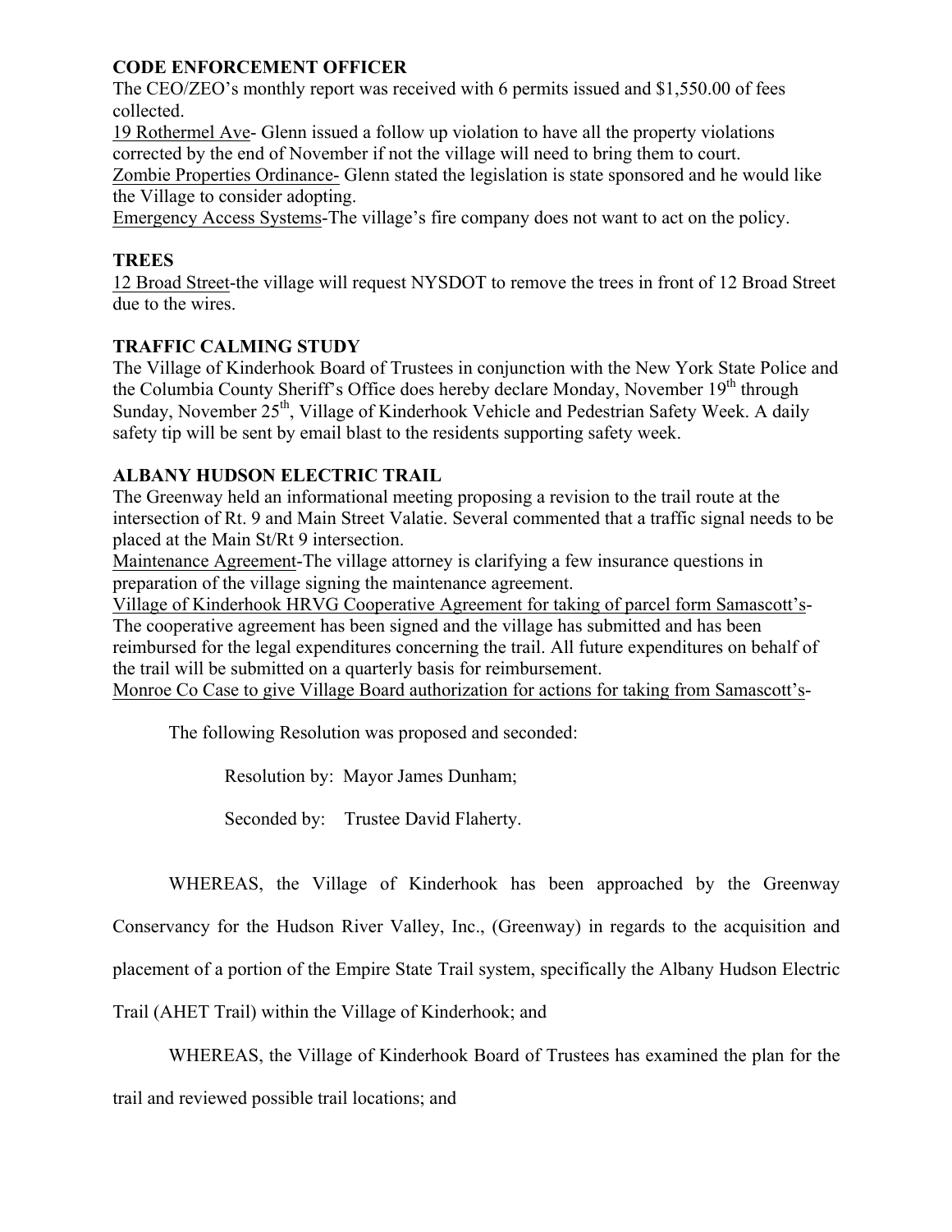**CODE ENFORCEMENT OFFICER**

The CEO/ZEO's monthly report was received with 6 permits issued and $1,550.00 of fees collected.

19 Rothermel Ave- Glenn issued a follow up violation to have all the property violations corrected by the end of November if not the village will need to bring them to court.

Zombie Properties Ordinance- Glenn stated the legislation is state sponsored and he would like the Village to consider adopting.

Emergency Access Systems-The village's fire company does not want to act on the policy.

**TREES**

12 Broad Street-the village will request NYSDOT to remove the trees in front of 12 Broad Street due to the wires.

**TRAFFIC CALMING STUDY**

The Village of Kinderhook Board of Trustees in conjunction with the New York State Police and the Columbia County Sheriff's Office does hereby declare Monday, November 19th through Sunday, November 25th, Village of Kinderhook Vehicle and Pedestrian Safety Week. A daily safety tip will be sent by email blast to the residents supporting safety week.

**ALBANY HUDSON ELECTRIC TRAIL**

The Greenway held an informational meeting proposing a revision to the trail route at the intersection of Rt. 9 and Main Street Valatie. Several commented that a traffic signal needs to be placed at the Main St/Rt 9 intersection.

Maintenance Agreement-The village attorney is clarifying a few insurance questions in preparation of the village signing the maintenance agreement.

Village of Kinderhook HRVG Cooperative Agreement for taking of parcel form Samascott's-The cooperative agreement has been signed and the village has submitted and has been reimbursed for the legal expenditures concerning the trail. All future expenditures on behalf of the trail will be submitted on a quarterly basis for reimbursement.

Monroe Co Case to give Village Board authorization for actions for taking from Samascott's-

The following Resolution was proposed and seconded:

Resolution by: Mayor James Dunham;

Seconded by: Trustee David Flaherty.

WHEREAS, the Village of Kinderhook has been approached by the Greenway Conservancy for the Hudson River Valley, Inc., (Greenway) in regards to the acquisition and placement of a portion of the Empire State Trail system, specifically the Albany Hudson Electric Trail (AHET Trail) within the Village of Kinderhook; and

WHEREAS, the Village of Kinderhook Board of Trustees has examined the plan for the trail and reviewed possible trail locations; and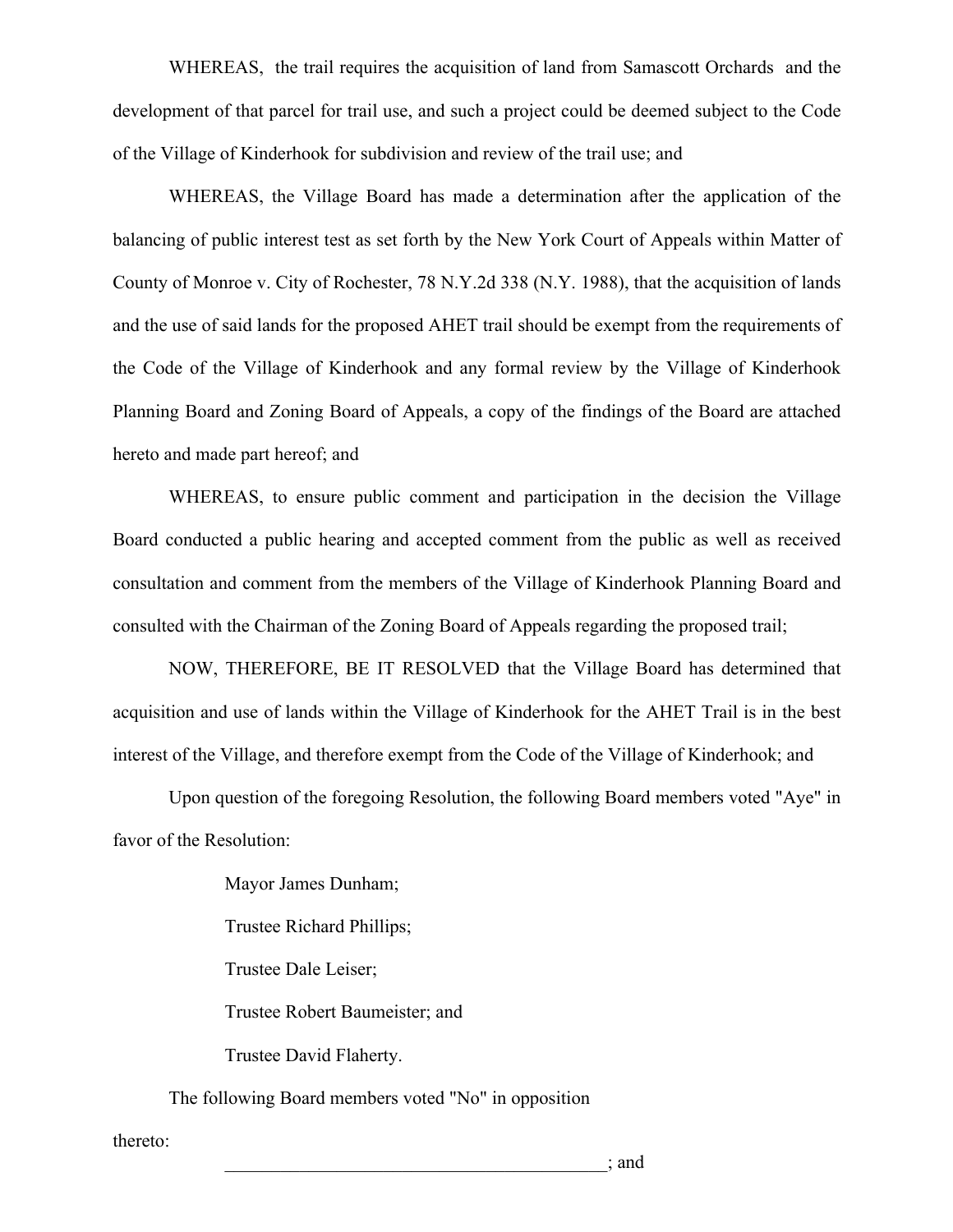WHEREAS, the trail requires the acquisition of land from Samascott Orchards and the development of that parcel for trail use, and such a project could be deemed subject to the Code of the Village of Kinderhook for subdivision and review of the trail use; and

WHEREAS, the Village Board has made a determination after the application of the balancing of public interest test as set forth by the New York Court of Appeals within Matter of County of Monroe v. City of Rochester, 78 N.Y.2d 338 (N.Y. 1988), that the acquisition of lands and the use of said lands for the proposed AHET trail should be exempt from the requirements of the Code of the Village of Kinderhook and any formal review by the Village of Kinderhook Planning Board and Zoning Board of Appeals, a copy of the findings of the Board are attached hereto and made part hereof; and

WHEREAS, to ensure public comment and participation in the decision the Village Board conducted a public hearing and accepted comment from the public as well as received consultation and comment from the members of the Village of Kinderhook Planning Board and consulted with the Chairman of the Zoning Board of Appeals regarding the proposed trail;

NOW, THEREFORE, BE IT RESOLVED that the Village Board has determined that acquisition and use of lands within the Village of Kinderhook for the AHET Trail is in the best interest of the Village, and therefore exempt from the Code of the Village of Kinderhook; and

Upon question of the foregoing Resolution, the following Board members voted "Aye" in favor of the Resolution:

Mayor James Dunham;

Trustee Richard Phillips;

Trustee Dale Leiser;

Trustee Robert Baumeister; and

Trustee David Flaherty.

The following Board members voted "No" in opposition thereto:

__________________________________________; and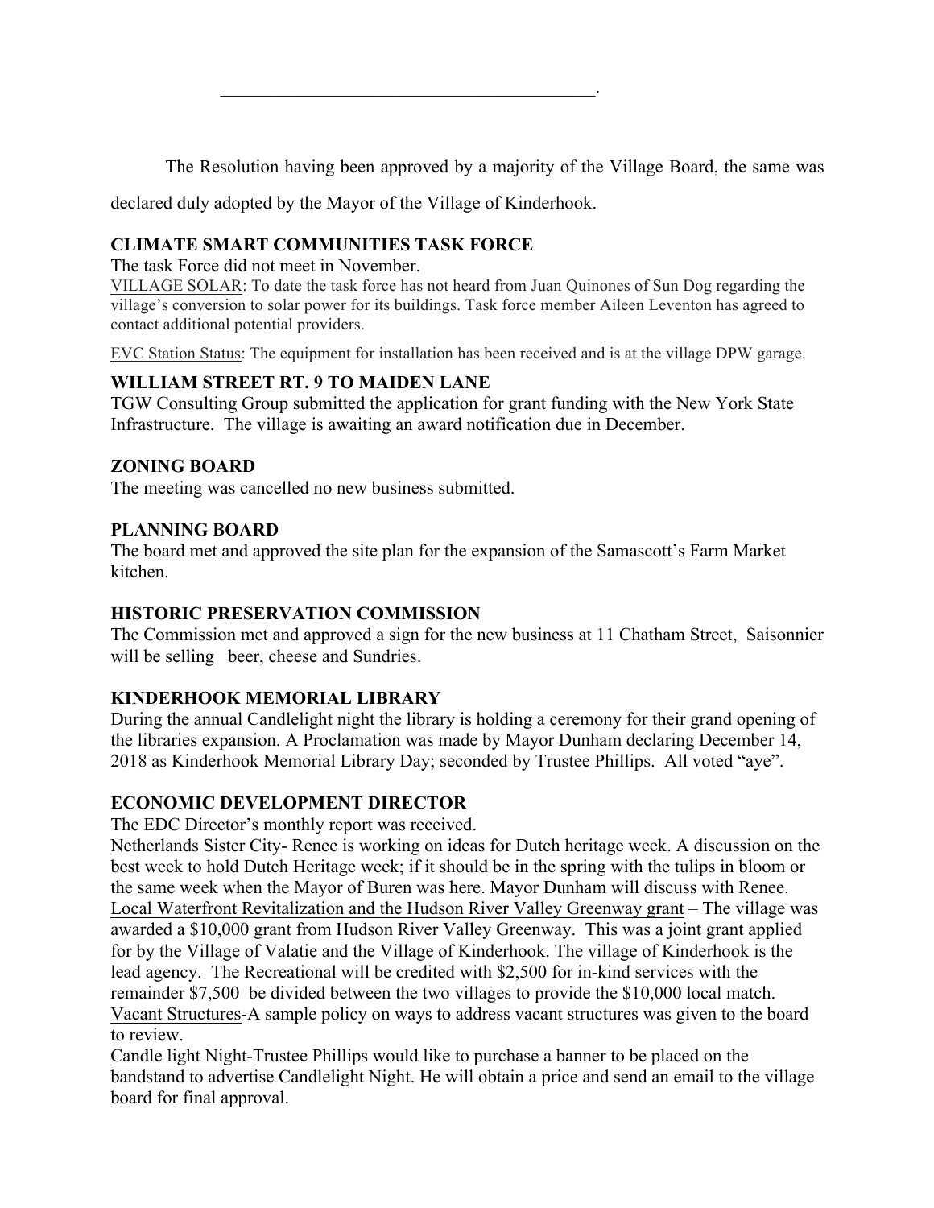\_\_\_\_\_\_\_\_\_\_\_\_\_\_\_\_\_\_\_\_\_\_\_\_\_\_\_\_\_\_\_\_\_\_\_\_\_\_\_\_\_.

The Resolution having been approved by a majority of the Village Board, the same was declared duly adopted by the Mayor of the Village of Kinderhook.

**CLIMATE SMART COMMUNITIES TASK FORCE**

The task Force did not meet in November.

VILLAGE SOLAR: To date the task force has not heard from Juan Quinones of Sun Dog regarding the village's conversion to solar power for its buildings. Task force member Aileen Leventon has agreed to contact additional potential providers.

EVC Station Status: The equipment for installation has been received and is at the village DPW garage.

**WILLIAM STREET RT. 9 TO MAIDEN LANE**

TGW Consulting Group submitted the application for grant funding with the New York State Infrastructure. The village is awaiting an award notification due in December.

**ZONING BOARD**

The meeting was cancelled no new business submitted.

**PLANNING BOARD**

The board met and approved the site plan for the expansion of the Samascott's Farm Market kitchen.

**HISTORIC PRESERVATION COMMISSION**

The Commission met and approved a sign for the new business at 11 Chatham Street, Saisonnier will be selling beer, cheese and Sundries.

**KINDERHOOK MEMORIAL LIBRARY**

During the annual Candlelight night the library is holding a ceremony for their grand opening of the libraries expansion. A Proclamation was made by Mayor Dunham declaring December 14, 2018 as Kinderhook Memorial Library Day; seconded by Trustee Phillips. All voted "aye".

**ECONOMIC DEVELOPMENT DIRECTOR**

The EDC Director's monthly report was received.

Netherlands Sister City- Renee is working on ideas for Dutch heritage week. A discussion on the best week to hold Dutch Heritage week; if it should be in the spring with the tulips in bloom or the same week when the Mayor of Buren was here. Mayor Dunham will discuss with Renee.

Local Waterfront Revitalization and the Hudson River Valley Greenway grant – The village was awarded a $10,000 grant from Hudson River Valley Greenway. This was a joint grant applied for by the Village of Valatie and the Village of Kinderhook. The village of Kinderhook is the lead agency. The Recreational will be credited with $2,500 for in-kind services with the remainder $7,500 be divided between the two villages to provide the $10,000 local match.

Vacant Structures-A sample policy on ways to address vacant structures was given to the board to review.

Candle light Night-Trustee Phillips would like to purchase a banner to be placed on the bandstand to advertise Candlelight Night. He will obtain a price and send an email to the village board for final approval.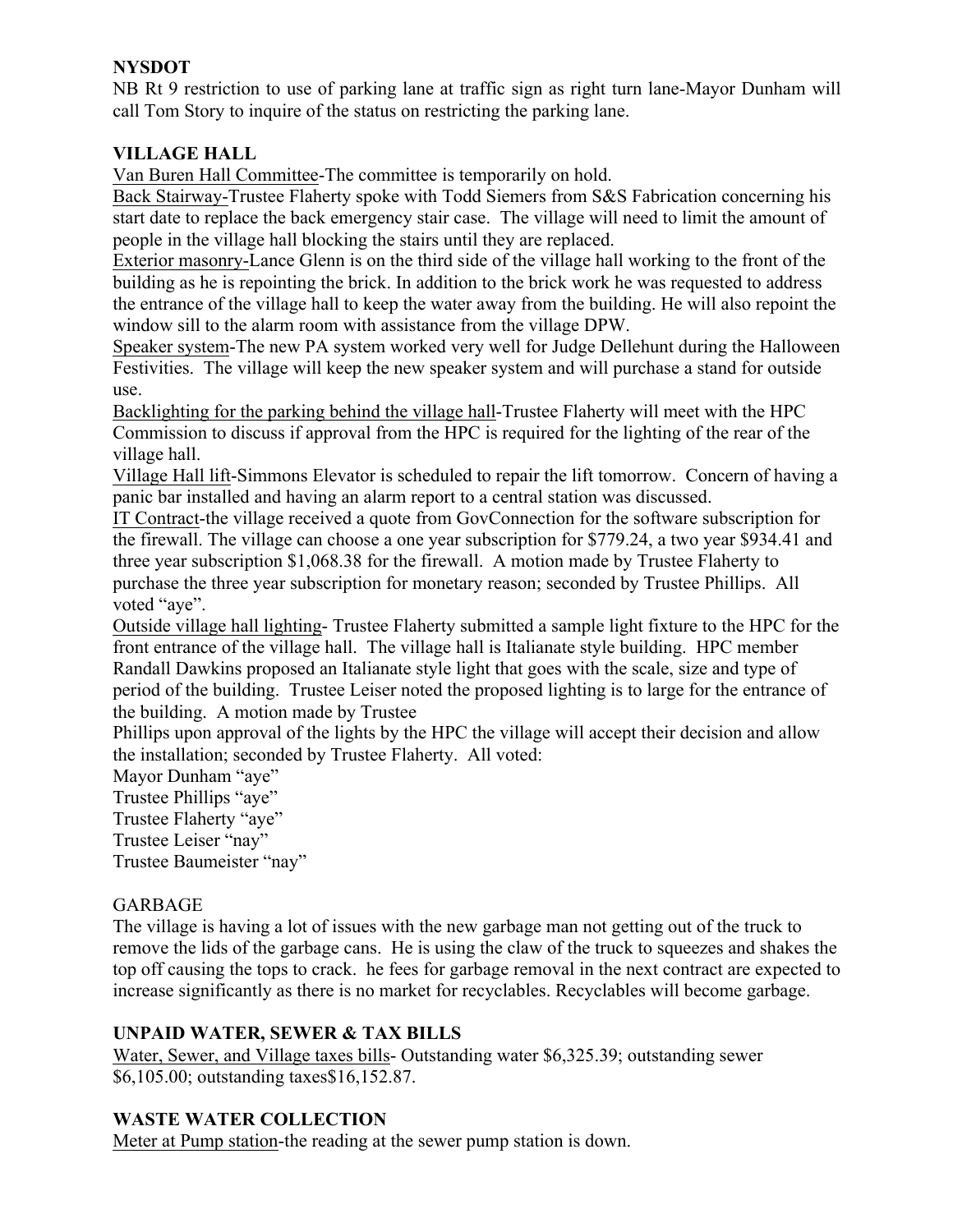**NYSDOT**

NB Rt 9 restriction to use of parking lane at traffic sign as right turn lane-Mayor Dunham will call Tom Story to inquire of the status on restricting the parking lane.

**VILLAGE HALL**

Van Buren Hall Committee-The committee is temporarily on hold.

Back Stairway-Trustee Flaherty spoke with Todd Siemers from S&S Fabrication concerning his start date to replace the back emergency stair case. The village will need to limit the amount of people in the village hall blocking the stairs until they are replaced.

Exterior masonry-Lance Glenn is on the third side of the village hall working to the front of the building as he is repointing the brick. In addition to the brick work he was requested to address the entrance of the village hall to keep the water away from the building. He will also repoint the window sill to the alarm room with assistance from the village DPW.

Speaker system-The new PA system worked very well for Judge Dellehunt during the Halloween Festivities. The village will keep the new speaker system and will purchase a stand for outside use.

Backlighting for the parking behind the village hall-Trustee Flaherty will meet with the HPC Commission to discuss if approval from the HPC is required for the lighting of the rear of the village hall.

Village Hall lift-Simmons Elevator is scheduled to repair the lift tomorrow. Concern of having a panic bar installed and having an alarm report to a central station was discussed.

IT Contract-the village received a quote from GovConnection for the software subscription for the firewall. The village can choose a one year subscription for $779.24, a two year $934.41 and three year subscription $1,068.38 for the firewall. A motion made by Trustee Flaherty to purchase the three year subscription for monetary reason; seconded by Trustee Phillips. All voted "aye".

Outside village hall lighting- Trustee Flaherty submitted a sample light fixture to the HPC for the front entrance of the village hall. The village hall is Italianate style building. HPC member Randall Dawkins proposed an Italianate style light that goes with the scale, size and type of period of the building. Trustee Leiser noted the proposed lighting is to large for the entrance of the building. A motion made by Trustee Phillips upon approval of the lights by the HPC the village will accept their decision and allow the installation; seconded by Trustee Flaherty. All voted:

Mayor Dunham "aye"
Trustee Phillips "aye"
Trustee Flaherty "aye"
Trustee Leiser "nay"
Trustee Baumeister "nay"

GARBAGE

The village is having a lot of issues with the new garbage man not getting out of the truck to remove the lids of the garbage cans. He is using the claw of the truck to squeezes and shakes the top off causing the tops to crack. he fees for garbage removal in the next contract are expected to increase significantly as there is no market for recyclables. Recyclables will become garbage.

**UNPAID WATER, SEWER & TAX BILLS**

Water, Sewer, and Village taxes bills- Outstanding water $6,325.39; outstanding sewer $6,105.00; outstanding taxes$16,152.87.

**WASTE WATER COLLECTION**

Meter at Pump station-the reading at the sewer pump station is down.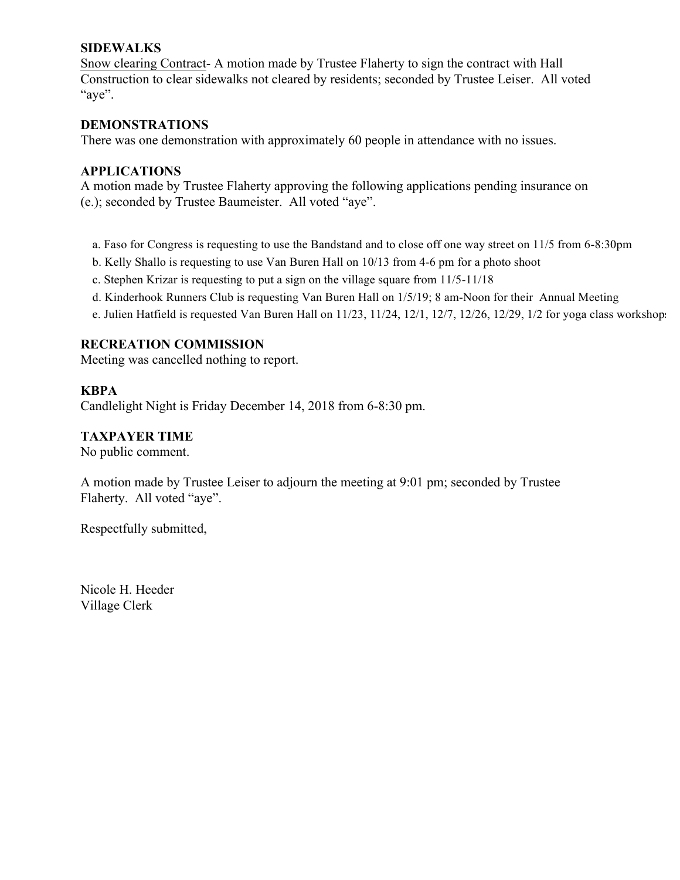**SIDEWALKS**

Snow clearing Contract- A motion made by Trustee Flaherty to sign the contract with Hall Construction to clear sidewalks not cleared by residents; seconded by Trustee Leiser. All voted "aye".

**DEMONSTRATIONS**

There was one demonstration with approximately 60 people in attendance with no issues.

**APPLICATIONS**

A motion made by Trustee Flaherty approving the following applications pending insurance on (e.); seconded by Trustee Baumeister. All voted "aye".

a. Faso for Congress is requesting to use the Bandstand and to close off one way street on 11/5 from 6-8:30pm
b. Kelly Shallo is requesting to use Van Buren Hall on 10/13 from 4-6 pm for a photo shoot
c. Stephen Krizar is requesting to put a sign on the village square from 11/5-11/18
d. Kinderhook Runners Club is requesting Van Buren Hall on 1/5/19; 8 am-Noon for their Annual Meeting
e. Julien Hatfield is requested Van Buren Hall on 11/23, 11/24, 12/1, 12/7, 12/26, 12/29, 1/2 for yoga class workshops

**RECREATION COMMISSION**

Meeting was cancelled nothing to report.

**KBPA**

Candlelight Night is Friday December 14, 2018 from 6-8:30 pm.

**TAXPAYER TIME**

No public comment.

A motion made by Trustee Leiser to adjourn the meeting at 9:01 pm; seconded by Trustee Flaherty. All voted "aye".

Respectfully submitted,

Nicole H. Heeder
Village Clerk